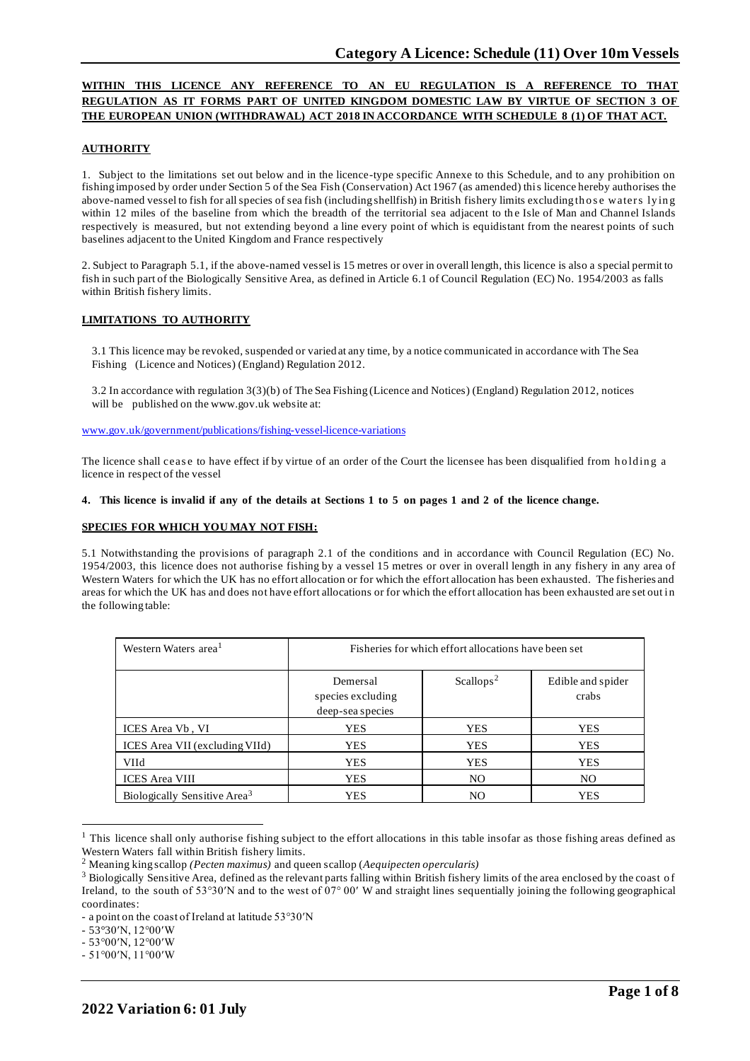# Category A Licence: Schedule (11) Over 10m Vessels

**WITHIN THIS LICENCE ANY REFERENCE TO AN EU REGULATION IS A REFERENCE TO THAT REGULATION AS IT FORMS PART OF UNITED KINGDOM DOMESTIC LAW BY VIRTUE OF SECTION 3 OF THE EUROPEAN UNION (WITHDRAWAL) ACT 2018 IN ACCORDANCE WITH SCHEDULE 8 (1) OF THAT ACT.**

## AUTHORITY

1. Subject to the limitations set out below and in the licence-type specific Annexe to this Schedule, and to any prohibition on fishing imposed by order under Section 5 of the Sea Fish (Conservation) Act 1967 (as amended) this licence hereby authorises the above-named vessel to fish for all species of sea fish (including shellfish) in British fishery limits excluding those waters lying within 12 miles of the baseline from which the breadth of the territorial sea adjacent to the Isle of Man and Channel Islands respectively is measured, but not extending beyond a line every point of which is equidistant from the nearest points of such baselines adjacent to the United Kingdom and France respectively

2. Subject to Paragraph 5.1, if the above-named vessel is 15 metres or over in overall length, this licence is also a special permit to fish in such part of the Biologically Sensitive Area, as defined in Article 6.1 of Council Regulation (EC) No. 1954/2003 as falls within British fishery limits.

## LIMITATIONS TO AUTHORITY

3.1 This licence may be revoked, suspended or varied at any time, by a notice communicated in accordance with The Sea Fishing (Licence and Notices) (England) Regulation 2012.

3.2 In accordance with regulation 3(3)(b) of The Sea Fishing (Licence and Notices) (England) Regulation 2012, notices will be published on the www.gov.uk website at:

www.gov.uk/government/publications/fishing-vessel-licence-variations

The licence shall cease to have effect if by virtue of an order of the Court the licensee has been disqualified from holding a licence in respect of the vessel

**4. This licence is invalid if any of the details at Sections 1 to 5 on pages 1 and 2 of the licence change.**

## SPECIES FOR WHICH YOU MAY NOT FISH:

5.1 Notwithstanding the provisions of paragraph 2.1 of the conditions and in accordance with Council Regulation (EC) No. 1954/2003, this licence does not authorise fishing by a vessel 15 metres or over in overall length in any fishery in any area of Western Waters for which the UK has no effort allocation or for which the effort allocation has been exhausted. The fisheries and areas for which the UK has and does not have effort allocations or for which the effort allocation has been exhausted are set out in the following table:

| Western Waters area[1] | Fisheries for which effort allocations have been set | | |
|---|---|---|---|
| | Demersal species excluding deep-sea species | Scallops[2] | Edible and spider crabs |
| ICES Area Vb , VI | YES | YES | YES |
| ICES Area VII (excluding VIId) | YES | YES | YES |
| VIId | YES | YES | YES |
| ICES Area VIII | YES | NO | NO |
| Biologically Sensitive Area[3] | YES | NO | YES |

[1] This licence shall only authorise fishing subject to the effort allocations in this table insofar as those fishing areas defined as Western Waters fall within British fishery limits.

[2] Meaning king scallop *(Pecten maximus)* and queen scallop (*Aequipecten opercularis)*

[3] Biologically Sensitive Area, defined as the relevant parts falling within British fishery limits of the area enclosed by the coast of Ireland, to the south of 53°30′N and to the west of 07° 00′ W and straight lines sequentially joining the following geographical coordinates:

- a point on the coast of Ireland at latitude 53°30′N
- 53°30′N, 12°00′W
- 53°00′N, 12°00′W
- 51°00′N, 11°00′W

**2022 Variation 6: 01 July**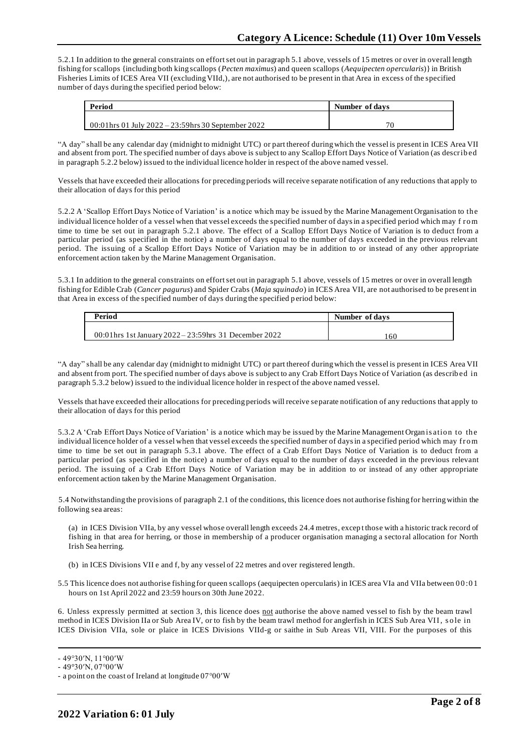5.2.1 In addition to the general constraints on effort set out in paragraph 5.1 above, vessels of 15 metres or over in overall length fishing for scallops {including both king scallops (*Pecten maximus*) and queen scallops (*Aequipecten opercularis*)} in British Fisheries Limits of ICES Area VII (excluding VIId,), are not authorised to be present in that Area in excess of the specified number of days during the specified period below:

| Period | Number of days |
|---|---|
| 00:01hrs 01 July 2022 – 23:59hrs 30 September 2022 | 70 |

"A day" shall be any calendar day (midnight to midnight UTC) or part thereof during which the vessel is present in ICES Area VII and absent from port. The specified number of days above is subject to any Scallop Effort Days Notice of Variation (as described in paragraph 5.2.2 below) issued to the individual licence holder in respect of the above named vessel.

Vessels that have exceeded their allocations for preceding periods will receive separate notification of any reductions that apply to their allocation of days for this period

5.2.2 A 'Scallop Effort Days Notice of Variation' is a notice which may be issued by the Marine Management Organisation to the individual licence holder of a vessel when that vessel exceeds the specified number of days in a specified period which may from time to time be set out in paragraph 5.2.1 above. The effect of a Scallop Effort Days Notice of Variation is to deduct from a particular period (as specified in the notice) a number of days equal to the number of days exceeded in the previous relevant period. The issuing of a Scallop Effort Days Notice of Variation may be in addition to or instead of any other appropriate enforcement action taken by the Marine Management Organisation.

5.3.1 In addition to the general constraints on effort set out in paragraph 5.1 above, vessels of 15 metres or over in overall length fishing for Edible Crab (*Cancer pagurus*) and Spider Crabs (*Maja squinado*) in ICES Area VII, are not authorised to be present in that Area in excess of the specified number of days during the specified period below:

| Period | Number of days |
|---|---|
| 00:01hrs 1st January 2022 – 23:59hrs 31 December 2022 | 160 |

"A day" shall be any calendar day (midnight to midnight UTC) or part thereof during which the vessel is present in ICES Area VII and absent from port. The specified number of days above is subject to any Crab Effort Days Notice of Variation (as described in paragraph 5.3.2 below) issued to the individual licence holder in respect of the above named vessel.

Vessels that have exceeded their allocations for preceding periods will receive separate notification of any reductions that apply to their allocation of days for this period

5.3.2 A 'Crab Effort Days Notice of Variation' is a notice which may be issued by the Marine Management Organisation to the individual licence holder of a vessel when that vessel exceeds the specified number of days in a specified period which may from time to time be set out in paragraph 5.3.1 above. The effect of a Crab Effort Days Notice of Variation is to deduct from a particular period (as specified in the notice) a number of days equal to the number of days exceeded in the previous relevant period. The issuing of a Crab Effort Days Notice of Variation may be in addition to or instead of any other appropriate enforcement action taken by the Marine Management Organisation.

5.4 Notwithstanding the provisions of paragraph 2.1 of the conditions, this licence does not authorise fishing for herring within the following sea areas:

(a) in ICES Division VIIa, by any vessel whose overall length exceeds 24.4 metres, except those with a historic track record of fishing in that area for herring, or those in membership of a producer organisation managing a sectoral allocation for North Irish Sea herring.

(b) in ICES Divisions VII e and f, by any vessel of 22 metres and over registered length.

5.5 This licence does not authorise fishing for queen scallops (aequipecten opercularis) in ICES area VIa and VIIa between 00:01 hours on 1st April 2022 and 23:59 hours on 30th June 2022.

6. Unless expressly permitted at section 3, this licence does not authorise the above named vessel to fish by the beam trawl method in ICES Division IIa or Sub Area IV, or to fish by the beam trawl method for anglerfish in ICES Sub Area VII, sole in ICES Division VIIa, sole or plaice in ICES Divisions VIId-g or saithe in Sub Areas VII, VIII. For the purposes of this

- 49°30′N, 11°00′W
- 49°30′N, 07°00′W
- a point on the coast of Ireland at longitude 07°00′W

2022 Variation 6: 01 July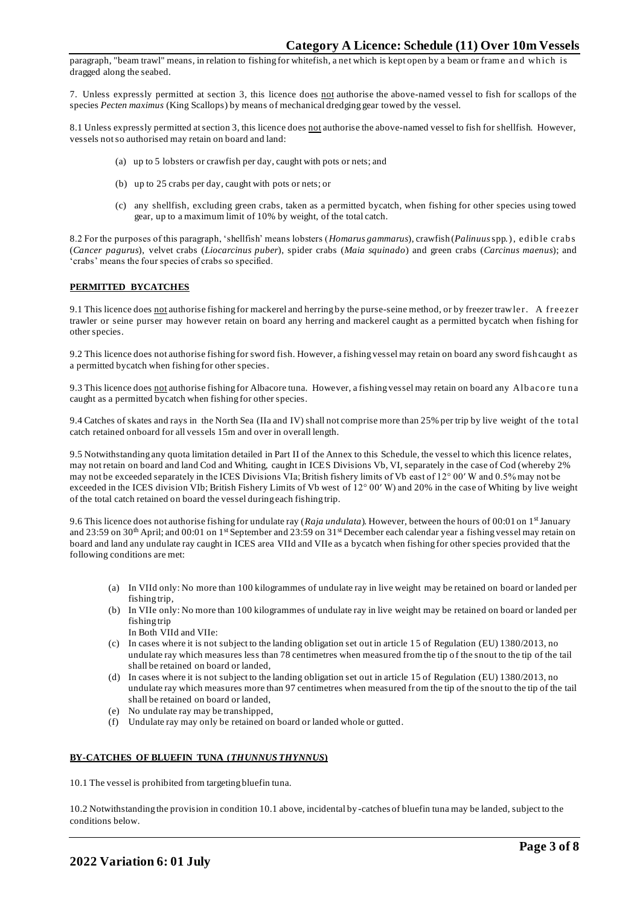paragraph, "beam trawl" means, in relation to fishing for whitefish, a net which is kept open by a beam or frame and which is dragged along the seabed.

7. Unless expressly permitted at section 3, this licence does not authorise the above-named vessel to fish for scallops of the species *Pecten maximus* (King Scallops) by means of mechanical dredging gear towed by the vessel.

8.1 Unless expressly permitted at section 3, this licence does not authorise the above-named vessel to fish for shellfish. However, vessels not so authorised may retain on board and land:

(a) up to 5 lobsters or crawfish per day, caught with pots or nets; and

(b) up to 25 crabs per day, caught with pots or nets; or

(c) any shellfish, excluding green crabs, taken as a permitted bycatch, when fishing for other species using towed gear, up to a maximum limit of 10% by weight, of the total catch.

8.2 For the purposes of this paragraph, 'shellfish' means lobsters (*Homarus gammarus*), crawfish (*Palinuus* spp.), edible crabs (*Cancer pagurus*), velvet crabs (*Liocarcinus puber*), spider crabs (*Maia squinado*) and green crabs (*Carcinus maenus*); and 'crabs' means the four species of crabs so specified.

**PERMITTED BYCATCHES**

9.1 This licence does not authorise fishing for mackerel and herring by the purse-seine method, or by freezer trawler. A freezer trawler or seine purser may however retain on board any herring and mackerel caught as a permitted bycatch when fishing for other species.

9.2 This licence does not authorise fishing for sword fish. However, a fishing vessel may retain on board any sword fish caught as a permitted bycatch when fishing for other species.

9.3 This licence does not authorise fishing for Albacore tuna. However, a fishing vessel may retain on board any Albacore tuna caught as a permitted bycatch when fishing for other species.

9.4 Catches of skates and rays in the North Sea (IIa and IV) shall not comprise more than 25% per trip by live weight of the total catch retained onboard for all vessels 15m and over in overall length.

9.5 Notwithstanding any quota limitation detailed in Part II of the Annex to this Schedule, the vessel to which this licence relates, may not retain on board and land Cod and Whiting, caught in ICES Divisions Vb, VI, separately in the case of Cod (whereby 2% may not be exceeded separately in the ICES Divisions VIa; British fishery limits of Vb east of 12° 00′ W and 0.5% may not be exceeded in the ICES division VIb; British Fishery Limits of Vb west of 12° 00′ W) and 20% in the case of Whiting by live weight of the total catch retained on board the vessel during each fishing trip.

9.6 This licence does not authorise fishing for undulate ray (*Raja undulata*). However, between the hours of 00:01 on 1st January and 23:59 on 30th April; and 00:01 on 1st September and 23:59 on 31st December each calendar year a fishing vessel may retain on board and land any undulate ray caught in ICES area VIId and VIIe as a bycatch when fishing for other species provided that the following conditions are met:

(a) In VIId only: No more than 100 kilogrammes of undulate ray in live weight may be retained on board or landed per fishing trip,
(b) In VIIe only: No more than 100 kilogrammes of undulate ray in live weight may be retained on board or landed per fishing trip
In Both VIId and VIIe:
(c) In cases where it is not subject to the landing obligation set out in article 15 of Regulation (EU) 1380/2013, no undulate ray which measures less than 78 centimetres when measured from the tip of the snout to the tip of the tail shall be retained on board or landed,
(d) In cases where it is not subject to the landing obligation set out in article 15 of Regulation (EU) 1380/2013, no undulate ray which measures more than 97 centimetres when measured from the tip of the snout to the tip of the tail shall be retained on board or landed,
(e) No undulate ray may be transhipped,
(f) Undulate ray may only be retained on board or landed whole or gutted.

**BY-CATCHES OF BLUEFIN TUNA (*THUNNUS THYNNUS*)**

10.1 The vessel is prohibited from targeting bluefin tuna.

10.2 Notwithstanding the provision in condition 10.1 above, incidental by-catches of bluefin tuna may be landed, subject to the conditions below.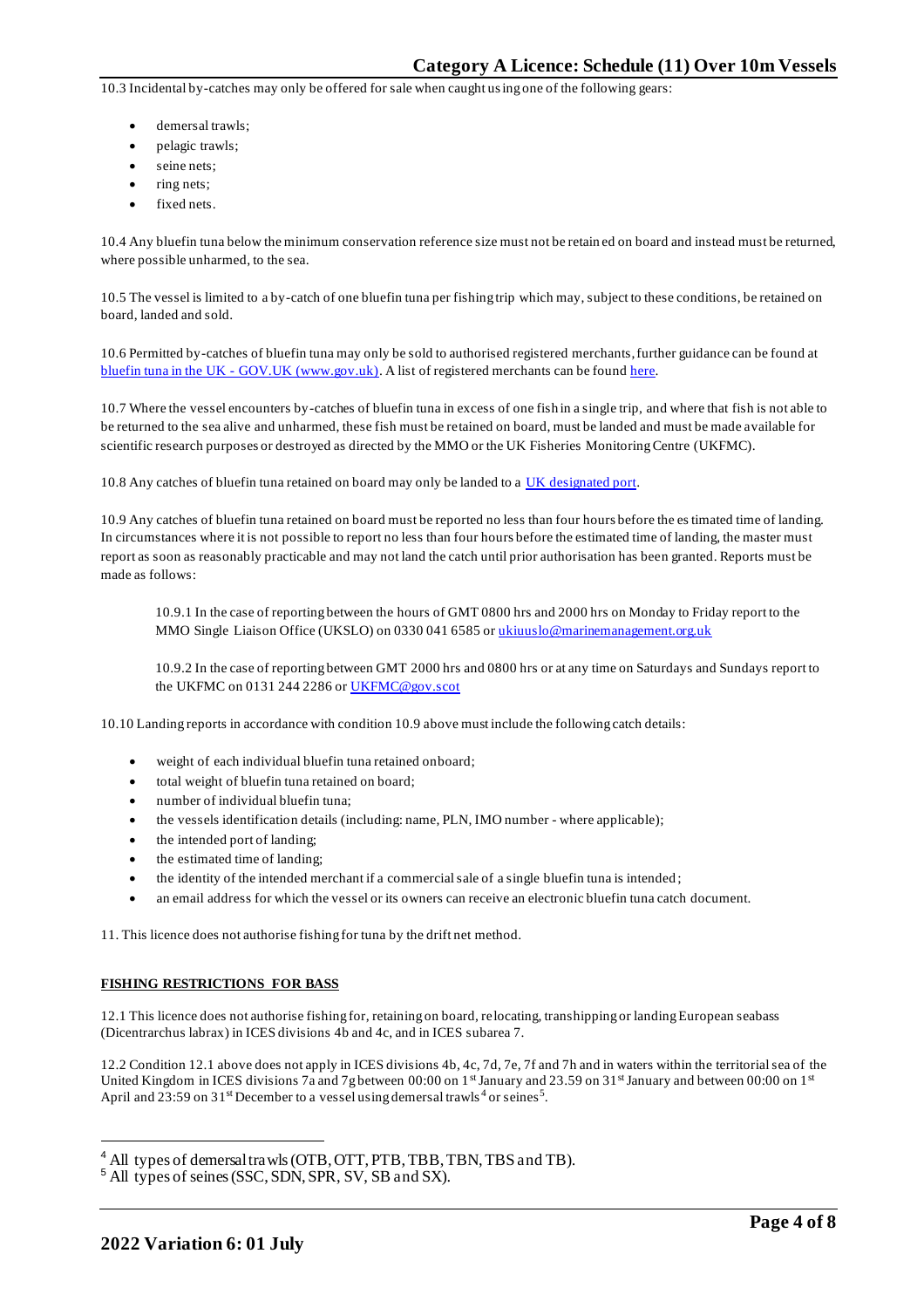10.3 Incidental by-catches may only be offered for sale when caught using one of the following gears:

- demersal trawls;
- pelagic trawls;
- seine nets;
- ring nets;
- fixed nets.

10.4 Any bluefin tuna below the minimum conservation reference size must not be retained on board and instead must be returned, where possible unharmed, to the sea.

10.5 The vessel is limited to a by-catch of one bluefin tuna per fishing trip which may, subject to these conditions, be retained on board, landed and sold.

10.6 Permitted by-catches of bluefin tuna may only be sold to authorised registered merchants, further guidance can be found at [bluefin tuna in the UK - GOV.UK (www.gov.uk)](). A list of registered merchants can be found [here]().

10.7 Where the vessel encounters by-catches of bluefin tuna in excess of one fish in a single trip, and where that fish is not able to be returned to the sea alive and unharmed, these fish must be retained on board, must be landed and must be made available for scientific research purposes or destroyed as directed by the MMO or the UK Fisheries Monitoring Centre (UKFMC).

10.8 Any catches of bluefin tuna retained on board may only be landed to a [UK designated port]().

10.9 Any catches of bluefin tuna retained on board must be reported no less than four hours before the estimated time of landing. In circumstances where it is not possible to report no less than four hours before the estimated time of landing, the master must report as soon as reasonably practicable and may not land the catch until prior authorisation has been granted. Reports must be made as follows:

> 10.9.1 In the case of reporting between the hours of GMT 0800 hrs and 2000 hrs on Monday to Friday report to the MMO Single Liaison Office (UKSLO) on 0330 041 6585 or [ukiuuslo@marinemanagement.org.uk]()
>
> 10.9.2 In the case of reporting between GMT 2000 hrs and 0800 hrs or at any time on Saturdays and Sundays report to the UKFMC on 0131 244 2286 or [UKFMC@gov.scot]()

10.10 Landing reports in accordance with condition 10.9 above must include the following catch details:

- weight of each individual bluefin tuna retained onboard;
- total weight of bluefin tuna retained on board;
- number of individual bluefin tuna;
- the vessels identification details (including: name, PLN, IMO number - where applicable);
- the intended port of landing;
- the estimated time of landing;
- the identity of the intended merchant if a commercial sale of a single bluefin tuna is intended;
- an email address for which the vessel or its owners can receive an electronic bluefin tuna catch document.

11. This licence does not authorise fishing for tuna by the drift net method.

**FISHING RESTRICTIONS FOR BASS**

12.1 This licence does not authorise fishing for, retaining on board, relocating, transhipping or landing European seabass (Dicentrarchus labrax) in ICES divisions 4b and 4c, and in ICES subarea 7.

12.2 Condition 12.1 above does not apply in ICES divisions 4b, 4c, 7d, 7e, 7f and 7h and in waters within the territorial sea of the United Kingdom in ICES divisions 7a and 7g between 00:00 on 1st January and 23.59 on 31st January and between 00:00 on 1st April and 23:59 on 31st December to a vessel using demersal trawls[4] or seines[5].

---

[4] All types of demersal trawls (OTB, OTT, PTB, TBB, TBN, TBS and TB).

[5] All types of seines (SSC, SDN, SPR, SV, SB and SX).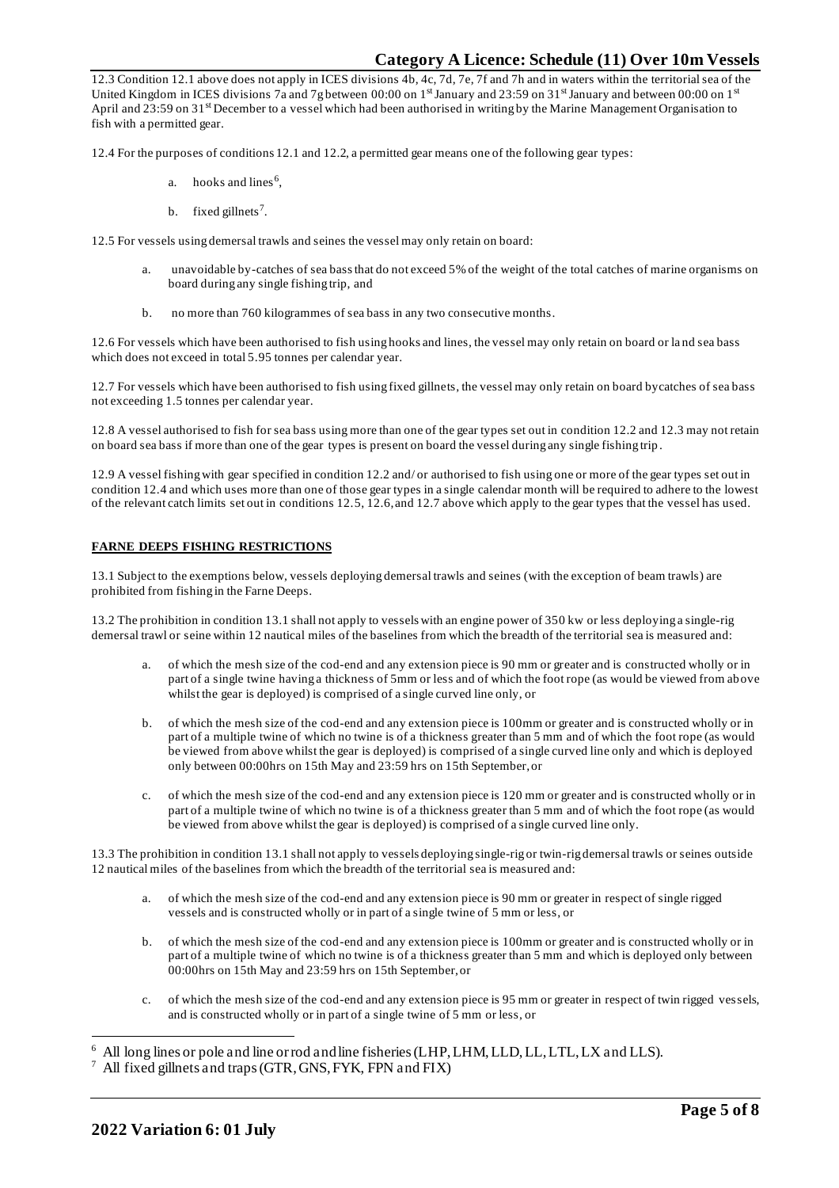12.3 Condition 12.1 above does not apply in ICES divisions 4b, 4c, 7d, 7e, 7f and 7h and in waters within the territorial sea of the United Kingdom in ICES divisions 7a and 7g between 00:00 on 1st January and 23:59 on 31st January and between 00:00 on 1st April and 23:59 on 31st December to a vessel which had been authorised in writing by the Marine Management Organisation to fish with a permitted gear.

12.4 For the purposes of conditions 12.1 and 12.2, a permitted gear means one of the following gear types:

a. hooks and lines[6],

b. fixed gillnets[7].

12.5 For vessels using demersal trawls and seines the vessel may only retain on board:

a. unavoidable by-catches of sea bass that do not exceed 5% of the weight of the total catches of marine organisms on board during any single fishing trip, and

b. no more than 760 kilogrammes of sea bass in any two consecutive months.

12.6 For vessels which have been authorised to fish using hooks and lines, the vessel may only retain on board or land sea bass which does not exceed in total 5.95 tonnes per calendar year.

12.7 For vessels which have been authorised to fish using fixed gillnets, the vessel may only retain on board bycatches of sea bass not exceeding 1.5 tonnes per calendar year.

12.8 A vessel authorised to fish for sea bass using more than one of the gear types set out in condition 12.2 and 12.3 may not retain on board sea bass if more than one of the gear types is present on board the vessel during any single fishing trip.

12.9 A vessel fishing with gear specified in condition 12.2 and/ or authorised to fish using one or more of the gear types set out in condition 12.4 and which uses more than one of those gear types in a single calendar month will be required to adhere to the lowest of the relevant catch limits set out in conditions 12.5, 12.6, and 12.7 above which apply to the gear types that the vessel has used.

**FARNE DEEPS FISHING RESTRICTIONS**

13.1 Subject to the exemptions below, vessels deploying demersal trawls and seines (with the exception of beam trawls) are prohibited from fishing in the Farne Deeps.

13.2 The prohibition in condition 13.1 shall not apply to vessels with an engine power of 350 kw or less deploying a single-rig demersal trawl or seine within 12 nautical miles of the baselines from which the breadth of the territorial sea is measured and:

a. of which the mesh size of the cod-end and any extension piece is 90 mm or greater and is constructed wholly or in part of a single twine having a thickness of 5mm or less and of which the foot rope (as would be viewed from above whilst the gear is deployed) is comprised of a single curved line only, or

b. of which the mesh size of the cod-end and any extension piece is 100mm or greater and is constructed wholly or in part of a multiple twine of which no twine is of a thickness greater than 5 mm and of which the foot rope (as would be viewed from above whilst the gear is deployed) is comprised of a single curved line only and which is deployed only between 00:00hrs on 15th May and 23:59 hrs on 15th September, or

c. of which the mesh size of the cod-end and any extension piece is 120 mm or greater and is constructed wholly or in part of a multiple twine of which no twine is of a thickness greater than 5 mm and of which the foot rope (as would be viewed from above whilst the gear is deployed) is comprised of a single curved line only.

13.3 The prohibition in condition 13.1 shall not apply to vessels deploying single-rig or twin-rig demersal trawls or seines outside 12 nautical miles of the baselines from which the breadth of the territorial sea is measured and:

a. of which the mesh size of the cod-end and any extension piece is 90 mm or greater in respect of single rigged vessels and is constructed wholly or in part of a single twine of 5 mm or less, or

b. of which the mesh size of the cod-end and any extension piece is 100mm or greater and is constructed wholly or in part of a multiple twine of which no twine is of a thickness greater than 5 mm and which is deployed only between 00:00hrs on 15th May and 23:59 hrs on 15th September, or

c. of which the mesh size of the cod-end and any extension piece is 95 mm or greater in respect of twin rigged vessels, and is constructed wholly or in part of a single twine of 5 mm or less, or

---

[6] All long lines or pole and line or rod and line fisheries (LHP, LHM, LLD, LL, LTL, LX and LLS).

[7] All fixed gillnets and traps (GTR, GNS, FYK, FPN and FIX)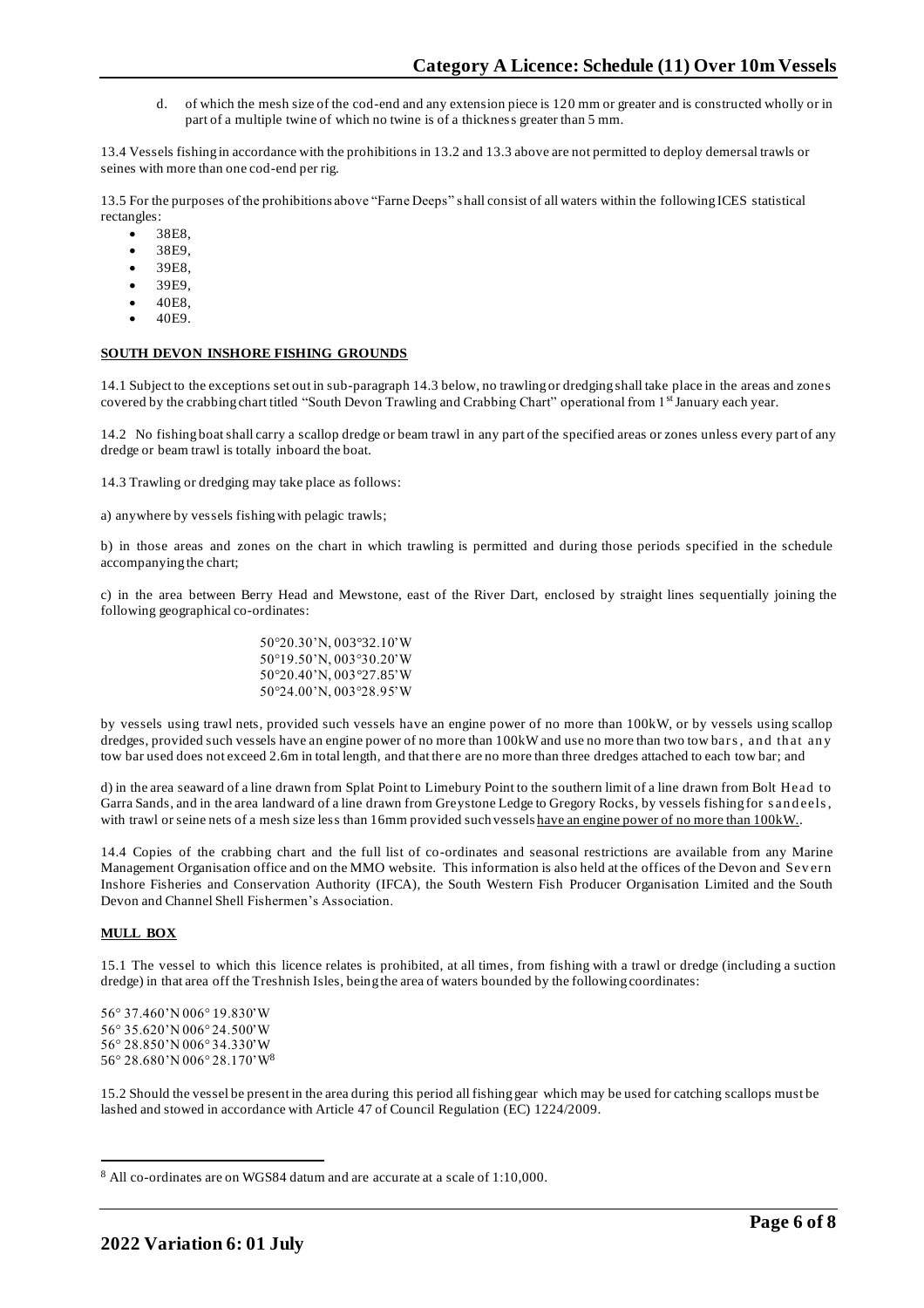d. of which the mesh size of the cod-end and any extension piece is 120 mm or greater and is constructed wholly or in part of a multiple twine of which no twine is of a thickness greater than 5 mm.

13.4 Vessels fishing in accordance with the prohibitions in 13.2 and 13.3 above are not permitted to deploy demersal trawls or seines with more than one cod-end per rig.

13.5 For the purposes of the prohibitions above "Farne Deeps" shall consist of all waters within the following ICES statistical rectangles:

- 38E8,
- 38E9,
- 39E8,
- 39E9,
- 40E8,
- 40E9.

**SOUTH DEVON INSHORE FISHING GROUNDS**

14.1 Subject to the exceptions set out in sub-paragraph 14.3 below, no trawling or dredging shall take place in the areas and zones covered by the crabbing chart titled "South Devon Trawling and Crabbing Chart" operational from 1st January each year.

14.2 No fishing boat shall carry a scallop dredge or beam trawl in any part of the specified areas or zones unless every part of any dredge or beam trawl is totally inboard the boat.

14.3 Trawling or dredging may take place as follows:

a) anywhere by vessels fishing with pelagic trawls;

b) in those areas and zones on the chart in which trawling is permitted and during those periods specified in the schedule accompanying the chart;

c) in the area between Berry Head and Mewstone, east of the River Dart, enclosed by straight lines sequentially joining the following geographical co-ordinates:

50°20.30'N, 003°32.10'W
50°19.50'N, 003°30.20'W
50°20.40'N, 003°27.85'W
50°24.00'N, 003°28.95'W

by vessels using trawl nets, provided such vessels have an engine power of no more than 100kW, or by vessels using scallop dredges, provided such vessels have an engine power of no more than 100kW and use no more than two tow bars, and that any tow bar used does not exceed 2.6m in total length, and that there are no more than three dredges attached to each tow bar; and

d) in the area seaward of a line drawn from Splat Point to Limebury Point to the southern limit of a line drawn from Bolt Head to Garra Sands, and in the area landward of a line drawn from Greystone Ledge to Gregory Rocks, by vessels fishing for sandeels, with trawl or seine nets of a mesh size less than 16mm provided such vessels have an engine power of no more than 100kW..

14.4 Copies of the crabbing chart and the full list of co-ordinates and seasonal restrictions are available from any Marine Management Organisation office and on the MMO website. This information is also held at the offices of the Devon and Severn Inshore Fisheries and Conservation Authority (IFCA), the South Western Fish Producer Organisation Limited and the South Devon and Channel Shell Fishermen's Association.

**MULL BOX**

15.1 The vessel to which this licence relates is prohibited, at all times, from fishing with a trawl or dredge (including a suction dredge) in that area off the Treshnish Isles, being the area of waters bounded by the following coordinates:

56° 37.460'N 006° 19.830'W
56° 35.620'N 006° 24.500'W
56° 28.850'N 006° 34.330'W
56° 28.680'N 006° 28.170'W[8]

15.2 Should the vessel be present in the area during this period all fishing gear which may be used for catching scallops must be lashed and stowed in accordance with Article 47 of Council Regulation (EC) 1224/2009.

[8] All co-ordinates are on WGS84 datum and are accurate at a scale of 1:10,000.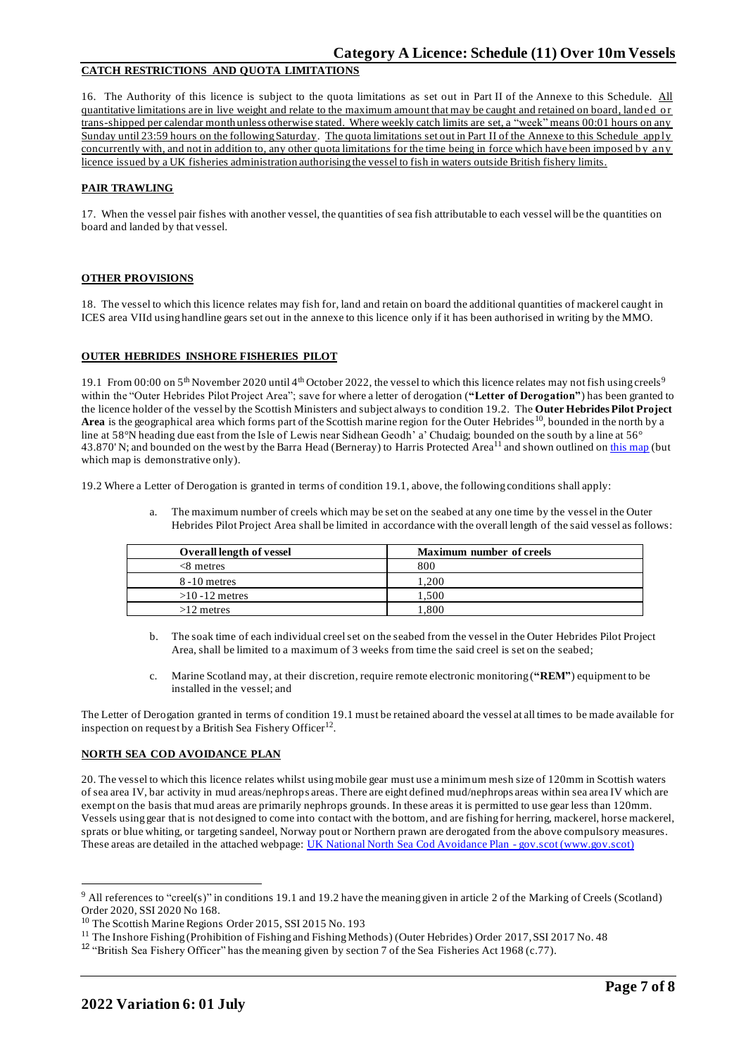## CATCH RESTRICTIONS AND QUOTA LIMITATIONS

16. The Authority of this licence is subject to the quota limitations as set out in Part II of the Annexe to this Schedule. All quantitative limitations are in live weight and relate to the maximum amount that may be caught and retained on board, landed or trans-shipped per calendar month unless otherwise stated. Where weekly catch limits are set, a "week" means 00:01 hours on any Sunday until 23:59 hours on the following Saturday. The quota limitations set out in Part II of the Annexe to this Schedule apply concurrently with, and not in addition to, any other quota limitations for the time being in force which have been imposed by any licence issued by a UK fisheries administration authorising the vessel to fish in waters outside British fishery limits.

## PAIR TRAWLING

17. When the vessel pair fishes with another vessel, the quantities of sea fish attributable to each vessel will be the quantities on board and landed by that vessel.

## OTHER PROVISIONS

18. The vessel to which this licence relates may fish for, land and retain on board the additional quantities of mackerel caught in ICES area VIId using handline gears set out in the annexe to this licence only if it has been authorised in writing by the MMO.

## OUTER HEBRIDES INSHORE FISHERIES PILOT

19.1 From 00:00 on 5th November 2020 until 4th October 2022, the vessel to which this licence relates may not fish using creels[9] within the "Outer Hebrides Pilot Project Area"; save for where a letter of derogation (**"Letter of Derogation"**) has been granted to the licence holder of the vessel by the Scottish Ministers and subject always to condition 19.2. The **Outer Hebrides Pilot Project Area** is the geographical area which forms part of the Scottish marine region for the Outer Hebrides[10], bounded in the north by a line at 58°N heading due east from the Isle of Lewis near Sidhean Geodh' a' Chudaig; bounded on the south by a line at 56° 43.870' N; and bounded on the west by the Barra Head (Berneray) to Harris Protected Area[11] and shown outlined on this map (but which map is demonstrative only).

19.2 Where a Letter of Derogation is granted in terms of condition 19.1, above, the following conditions shall apply:

a. The maximum number of creels which may be set on the seabed at any one time by the vessel in the Outer Hebrides Pilot Project Area shall be limited in accordance with the overall length of the said vessel as follows:

| Overall length of vessel | Maximum number of creels |
|---|---|
| <8 metres | 800 |
| 8 -10 metres | 1,200 |
| >10 -12 metres | 1,500 |
| >12 metres | 1,800 |

b. The soak time of each individual creel set on the seabed from the vessel in the Outer Hebrides Pilot Project Area, shall be limited to a maximum of 3 weeks from time the said creel is set on the seabed;

c. Marine Scotland may, at their discretion, require remote electronic monitoring (**"REM"**) equipment to be installed in the vessel; and

The Letter of Derogation granted in terms of condition 19.1 must be retained aboard the vessel at all times to be made available for inspection on request by a British Sea Fishery Officer[12].

## NORTH SEA COD AVOIDANCE PLAN

20. The vessel to which this licence relates whilst using mobile gear must use a minimum mesh size of 120mm in Scottish waters of sea area IV, bar activity in mud areas/nephrops areas. There are eight defined mud/nephrops areas within sea area IV which are exempt on the basis that mud areas are primarily nephrops grounds. In these areas it is permitted to use gear less than 120mm. Vessels using gear that is not designed to come into contact with the bottom, and are fishing for herring, mackerel, horse mackerel, sprats or blue whiting, or targeting sandeel, Norway pout or Northern prawn are derogated from the above compulsory measures. These areas are detailed in the attached webpage: UK National North Sea Cod Avoidance Plan - gov.scot (www.gov.scot)

---

[9] All references to "creel(s)" in conditions 19.1 and 19.2 have the meaning given in article 2 of the Marking of Creels (Scotland) Order 2020, SSI 2020 No 168.

[10] The Scottish Marine Regions Order 2015, SSI 2015 No. 193

[11] The Inshore Fishing (Prohibition of Fishing and Fishing Methods) (Outer Hebrides) Order 2017, SSI 2017 No. 48

[12] "British Sea Fishery Officer" has the meaning given by section 7 of the Sea Fisheries Act 1968 (c.77).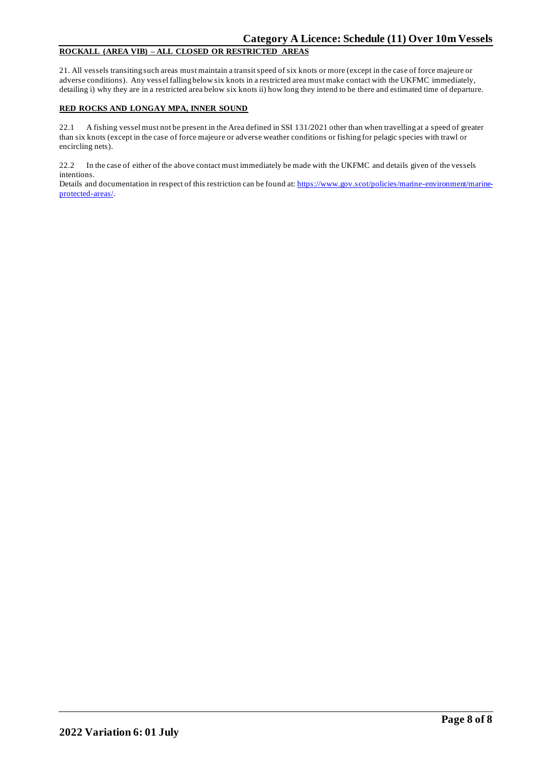**ROCKALL (AREA VIB) – ALL CLOSED OR RESTRICTED AREAS**

21. All vessels transiting such areas must maintain a transit speed of six knots or more (except in the case of force majeure or adverse conditions). Any vessel falling below six knots in a restricted area must make contact with the UKFMC immediately, detailing i) why they are in a restricted area below six knots ii) how long they intend to be there and estimated time of departure.

**RED ROCKS AND LONGAY MPA, INNER SOUND**

22.1 A fishing vessel must not be present in the Area defined in SSI 131/2021 other than when travelling at a speed of greater than six knots (except in the case of force majeure or adverse weather conditions or fishing for pelagic species with trawl or encircling nets).

22.2 In the case of either of the above contact must immediately be made with the UKFMC and details given of the vessels intentions.

Details and documentation in respect of this restriction can be found at: [https://www.gov.scot/policies/marine-environment/marine-protected-areas/](https://www.gov.scot/policies/marine-environment/marine-protected-areas/).